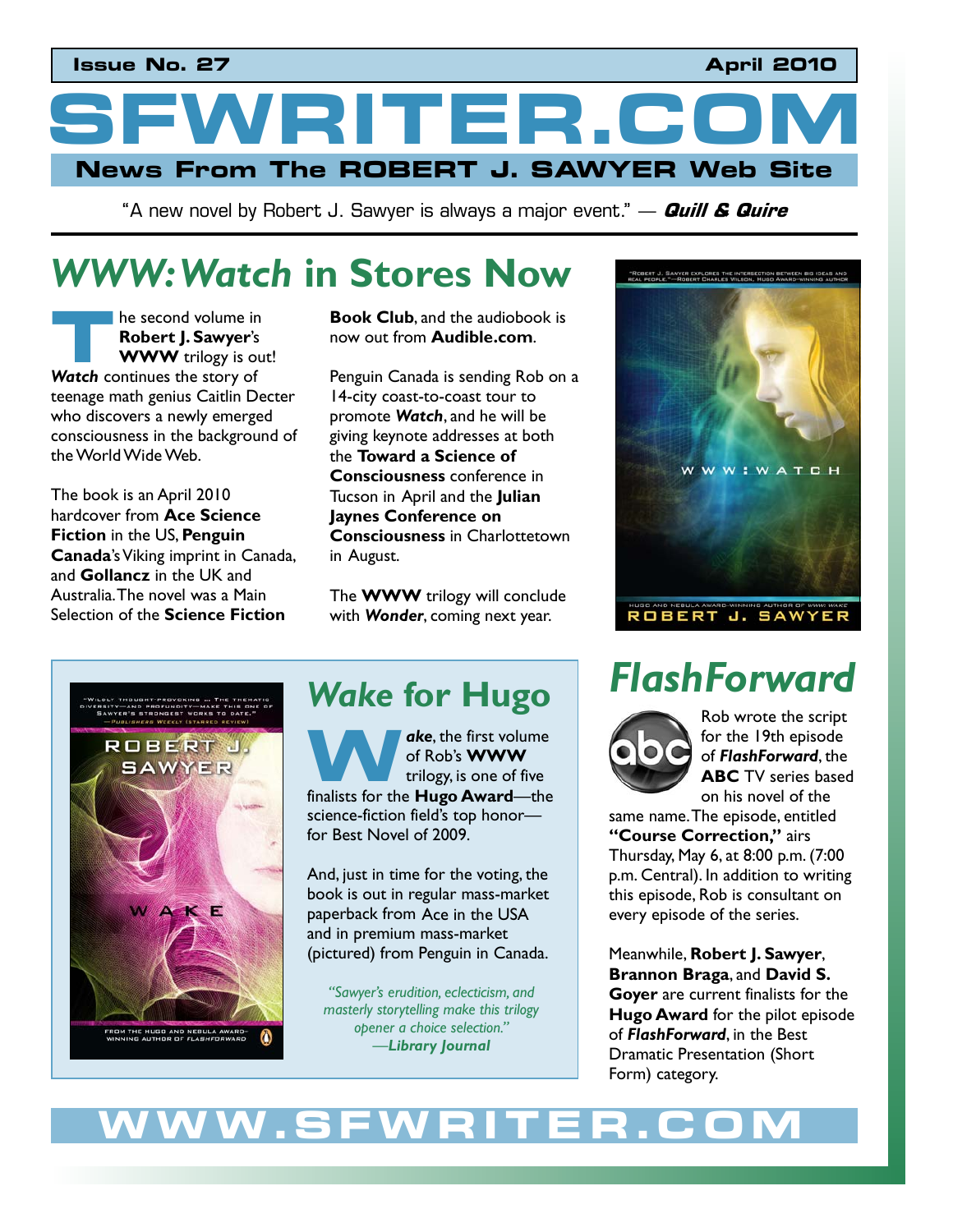Issue No. 27 April 2010

# SFWRITER.COM

**News From The ROBERT J. SAWYER Web Site**

"A new novel by Robert J. Sawyer is always a major event." — ***Quill & Quire***

## *WWW: Watch* in Stores Now

The second volume in **Robert J. Sawyer**'s **WWW** trilogy is out! ***Watch*** continues the story of teenage math genius Caitlin Decter who discovers a newly emerged consciousness in the background of the World Wide Web.

The book is an April 2010 hardcover from **Ace Science Fiction** in the US, **Penguin Canada**'s Viking imprint in Canada, and **Gollancz** in the UK and Australia. The novel was a Main Selection of the **Science Fiction Book Club**, and the audiobook is now out from **Audible.com**.

Penguin Canada is sending Rob on a 14-city coast-to-coast tour to promote ***Watch***, and he will be giving keynote addresses at both the **Toward a Science of Consciousness** conference in Tucson in April and the **Julian Jaynes Conference on Consciousness** in Charlottetown in August.

The **WWW** trilogy will conclude with ***Wonder***, coming next year.

## *Wake* for Hugo

***Wake***, the first volume of Rob's **WWW** trilogy, is one of five finalists for the **Hugo Award**—the science-fiction field's top honor—for Best Novel of 2009.

And, just in time for the voting, the book is out in regular mass-market paperback from Ace in the USA and in premium mass-market (pictured) from Penguin in Canada.

*"Sawyer's erudition, eclecticism, and masterly storytelling make this trilogy opener a choice selection."*
*—**Library Journal***

## *FlashForward*

Rob wrote the script for the 19th episode of ***FlashForward***, the **ABC** TV series based on his novel of the same name. The episode, entitled **"Course Correction,"** airs Thursday, May 6, at 8:00 p.m. (7:00 p.m. Central). In addition to writing this episode, Rob is consultant on every episode of the series.

Meanwhile, **Robert J. Sawyer**, **Brannon Braga**, and **David S. Goyer** are current finalists for the **Hugo Award** for the pilot episode of ***FlashForward***, in the Best Dramatic Presentation (Short Form) category.

**WWW.SFWRITER.COM**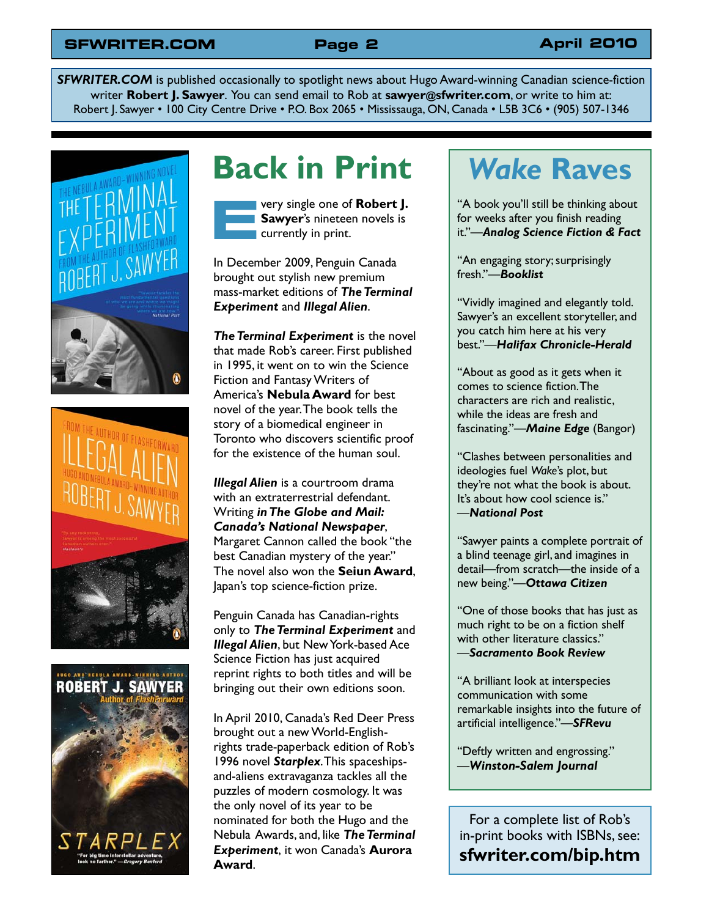*SFWRITER.COM* is published occasionally to spotlight news about Hugo Award-winning Canadian science-fiction writer **Robert J. Sawyer**. You can send email to Rob at **sawyer@sfwriter.com**, or write to him at: Robert J. Sawyer • 100 City Centre Drive • P.O. Box 2065 • Mississauga, ON, Canada • L5B 3C6 • (905) 507-1346

## Back in Print

Every single one of **Robert J. Sawyer**'s nineteen novels is currently in print.

In December 2009, Penguin Canada brought out stylish new premium mass-market editions of ***The Terminal Experiment*** and ***Illegal Alien***.

***The Terminal Experiment*** is the novel that made Rob's career. First published in 1995, it went on to win the Science Fiction and Fantasy Writers of America's **Nebula Award** for best novel of the year. The book tells the story of a biomedical engineer in Toronto who discovers scientific proof for the existence of the human soul.

***Illegal Alien*** is a courtroom drama with an extraterrestrial defendant. Writing ***in The Globe and Mail: Canada's National Newspaper***, Margaret Cannon called the book "the best Canadian mystery of the year." The novel also won the **Seiun Award**, Japan's top science-fiction prize.

Penguin Canada has Canadian-rights only to ***The Terminal Experiment*** and ***Illegal Alien***, but New York-based Ace Science Fiction has just acquired reprint rights to both titles and will be bringing out their own editions soon.

In April 2010, Canada's Red Deer Press brought out a new World-English-rights trade-paperback edition of Rob's 1996 novel ***Starplex***. This spaceships-and-aliens extravaganza tackles all the puzzles of modern cosmology. It was the only novel of its year to be nominated for both the Hugo and the Nebula Awards, and, like ***The Terminal Experiment***, it won Canada's **Aurora Award**.

## *Wake* Raves

"A book you'll still be thinking about for weeks after you finish reading it."—***Analog Science Fiction & Fact***

"An engaging story; surprisingly fresh."—***Booklist***

"Vividly imagined and elegantly told. Sawyer's an excellent storyteller, and you catch him here at his very best."—***Halifax Chronicle-Herald***

"About as good as it gets when it comes to science fiction. The characters are rich and realistic, while the ideas are fresh and fascinating."—***Maine Edge*** (Bangor)

"Clashes between personalities and ideologies fuel *Wake*'s plot, but they're not what the book is about. It's about how cool science is." —***National Post***

"Sawyer paints a complete portrait of a blind teenage girl, and imagines in detail—from scratch—the inside of a new being."—***Ottawa Citizen***

"One of those books that has just as much right to be on a fiction shelf with other literature classics." —***Sacramento Book Review***

"A brilliant look at interspecies communication with some remarkable insights into the future of artificial intelligence."—***SFRevu***

"Deftly written and engrossing." —***Winston-Salem Journal***

For a complete list of Rob's in-print books with ISBNs, see: **sfwriter.com/bip.htm**